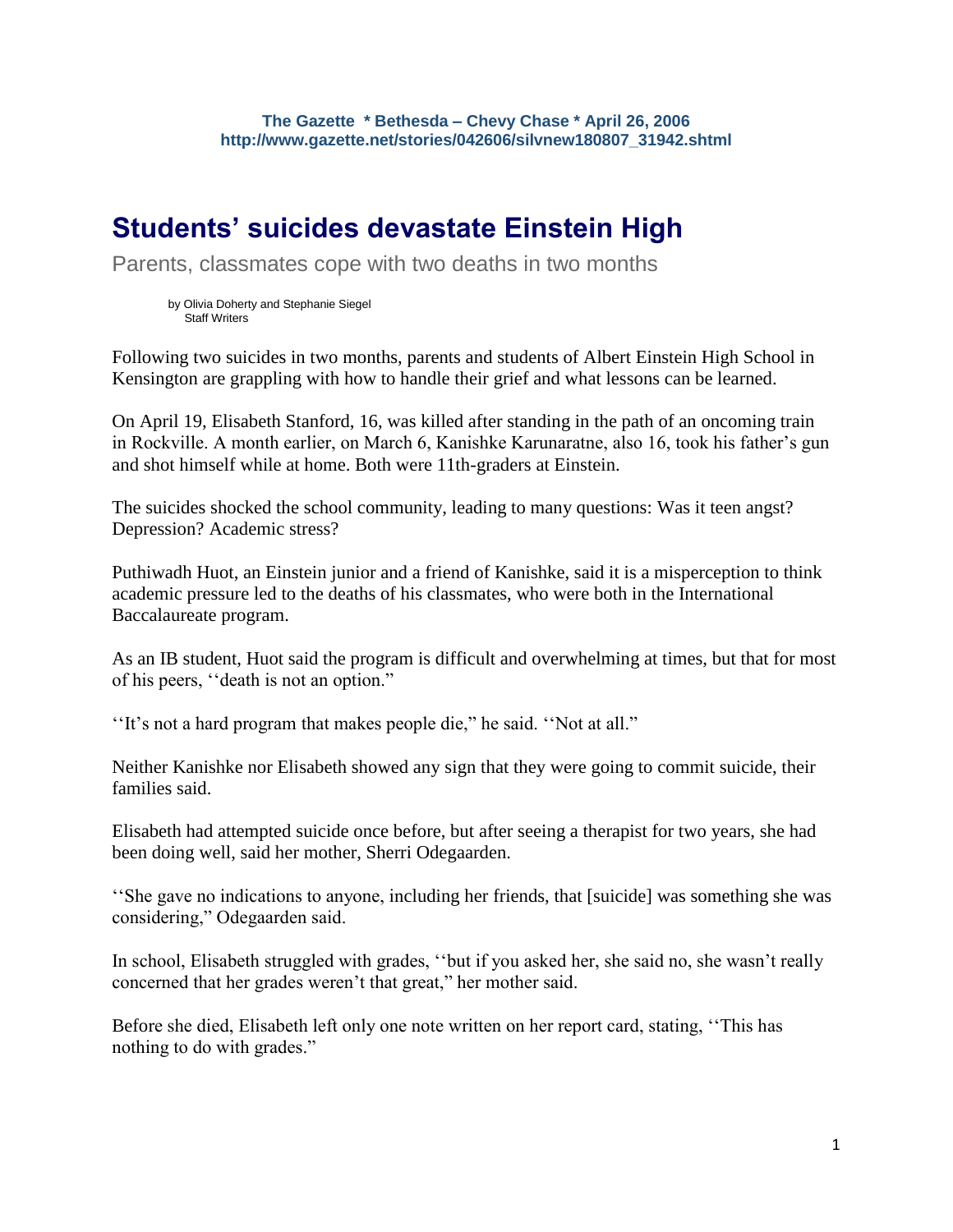**The Gazette * Bethesda – Chevy Chase * April 26, 2006**
**http://www.gazette.net/stories/042606/silvnew180807_31942.shtml**

# Students' suicides devastate Einstein High

Parents, classmates cope with two deaths in two months

by Olivia Doherty and Stephanie Siegel
Staff Writers

Following two suicides in two months, parents and students of Albert Einstein High School in Kensington are grappling with how to handle their grief and what lessons can be learned.

On April 19, Elisabeth Stanford, 16, was killed after standing in the path of an oncoming train in Rockville. A month earlier, on March 6, Kanishke Karunaratne, also 16, took his father's gun and shot himself while at home. Both were 11th-graders at Einstein.

The suicides shocked the school community, leading to many questions: Was it teen angst? Depression? Academic stress?

Puthiwadh Huot, an Einstein junior and a friend of Kanishke, said it is a misperception to think academic pressure led to the deaths of his classmates, who were both in the International Baccalaureate program.

As an IB student, Huot said the program is difficult and overwhelming at times, but that for most of his peers, ''death is not an option."

''It's not a hard program that makes people die," he said. ''Not at all."

Neither Kanishke nor Elisabeth showed any sign that they were going to commit suicide, their families said.

Elisabeth had attempted suicide once before, but after seeing a therapist for two years, she had been doing well, said her mother, Sherri Odegaarden.

''She gave no indications to anyone, including her friends, that [suicide] was something she was considering," Odegaarden said.

In school, Elisabeth struggled with grades, ''but if you asked her, she said no, she wasn't really concerned that her grades weren't that great," her mother said.

Before she died, Elisabeth left only one note written on her report card, stating, ''This has nothing to do with grades."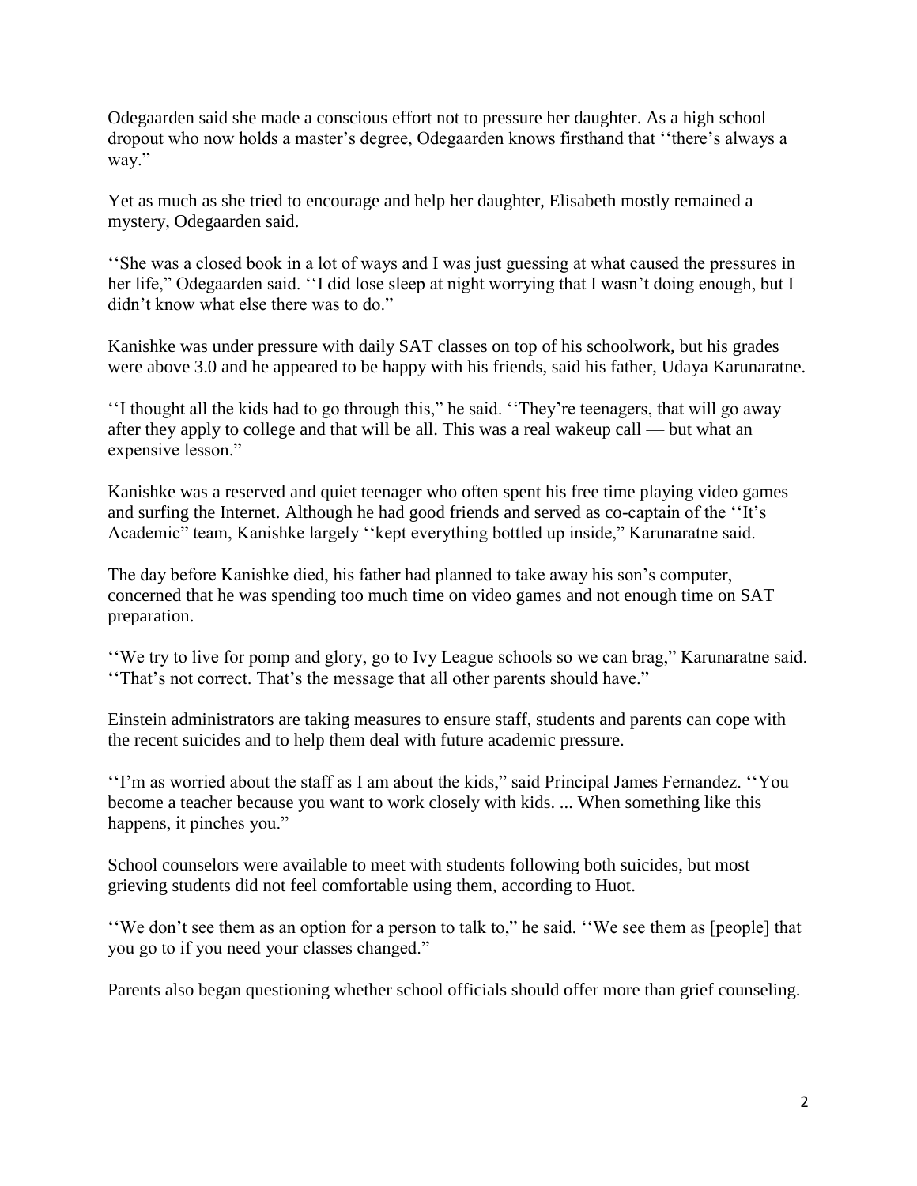Odegaarden said she made a conscious effort not to pressure her daughter. As a high school dropout who now holds a master's degree, Odegaarden knows firsthand that ''there's always a way.''

Yet as much as she tried to encourage and help her daughter, Elisabeth mostly remained a mystery, Odegaarden said.

''She was a closed book in a lot of ways and I was just guessing at what caused the pressures in her life,'' Odegaarden said. ''I did lose sleep at night worrying that I wasn't doing enough, but I didn't know what else there was to do.''

Kanishke was under pressure with daily SAT classes on top of his schoolwork, but his grades were above 3.0 and he appeared to be happy with his friends, said his father, Udaya Karunaratne.

''I thought all the kids had to go through this,'' he said. ''They're teenagers, that will go away after they apply to college and that will be all. This was a real wakeup call — but what an expensive lesson.''

Kanishke was a reserved and quiet teenager who often spent his free time playing video games and surfing the Internet. Although he had good friends and served as co-captain of the ''It's Academic'' team, Kanishke largely ''kept everything bottled up inside,'' Karunaratne said.

The day before Kanishke died, his father had planned to take away his son's computer, concerned that he was spending too much time on video games and not enough time on SAT preparation.

''We try to live for pomp and glory, go to Ivy League schools so we can brag,'' Karunaratne said. ''That's not correct. That's the message that all other parents should have.''

Einstein administrators are taking measures to ensure staff, students and parents can cope with the recent suicides and to help them deal with future academic pressure.

''I'm as worried about the staff as I am about the kids,'' said Principal James Fernandez. ''You become a teacher because you want to work closely with kids. ... When something like this happens, it pinches you.''

School counselors were available to meet with students following both suicides, but most grieving students did not feel comfortable using them, according to Huot.

''We don't see them as an option for a person to talk to,'' he said. ''We see them as [people] that you go to if you need your classes changed.''

Parents also began questioning whether school officials should offer more than grief counseling.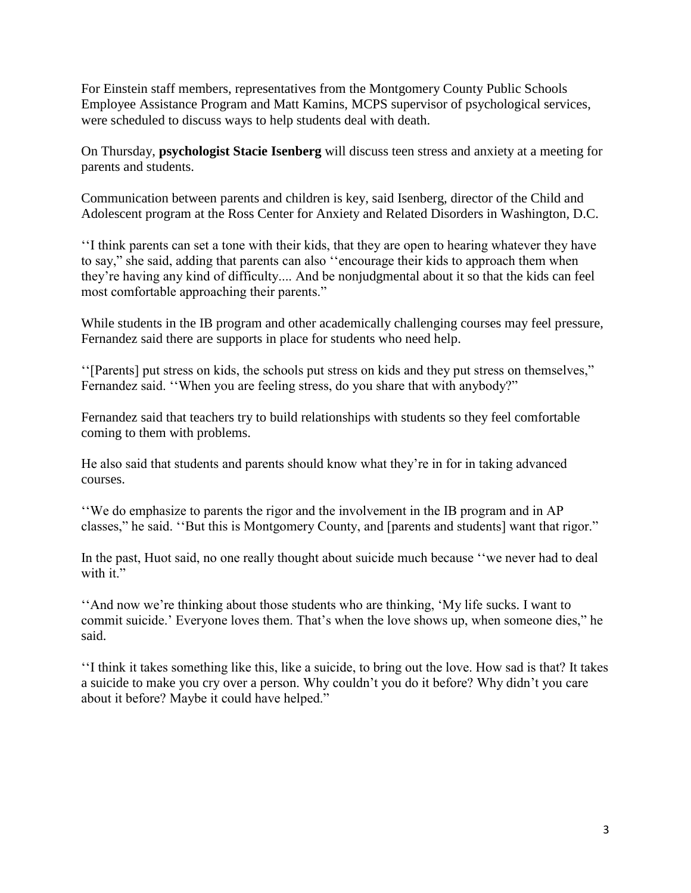For Einstein staff members, representatives from the Montgomery County Public Schools Employee Assistance Program and Matt Kamins, MCPS supervisor of psychological services, were scheduled to discuss ways to help students deal with death.

On Thursday, **psychologist Stacie Isenberg** will discuss teen stress and anxiety at a meeting for parents and students.

Communication between parents and children is key, said Isenberg, director of the Child and Adolescent program at the Ross Center for Anxiety and Related Disorders in Washington, D.C.

''I think parents can set a tone with their kids, that they are open to hearing whatever they have to say," she said, adding that parents can also ''encourage their kids to approach them when they're having any kind of difficulty.... And be nonjudgmental about it so that the kids can feel most comfortable approaching their parents."

While students in the IB program and other academically challenging courses may feel pressure, Fernandez said there are supports in place for students who need help.

''[Parents] put stress on kids, the schools put stress on kids and they put stress on themselves," Fernandez said. ''When you are feeling stress, do you share that with anybody?"

Fernandez said that teachers try to build relationships with students so they feel comfortable coming to them with problems.

He also said that students and parents should know what they're in for in taking advanced courses.

''We do emphasize to parents the rigor and the involvement in the IB program and in AP classes," he said. ''But this is Montgomery County, and [parents and students] want that rigor."

In the past, Huot said, no one really thought about suicide much because ''we never had to deal with it."

''And now we're thinking about those students who are thinking, 'My life sucks. I want to commit suicide.' Everyone loves them. That's when the love shows up, when someone dies," he said.

''I think it takes something like this, like a suicide, to bring out the love. How sad is that? It takes a suicide to make you cry over a person. Why couldn't you do it before? Why didn't you care about it before? Maybe it could have helped."